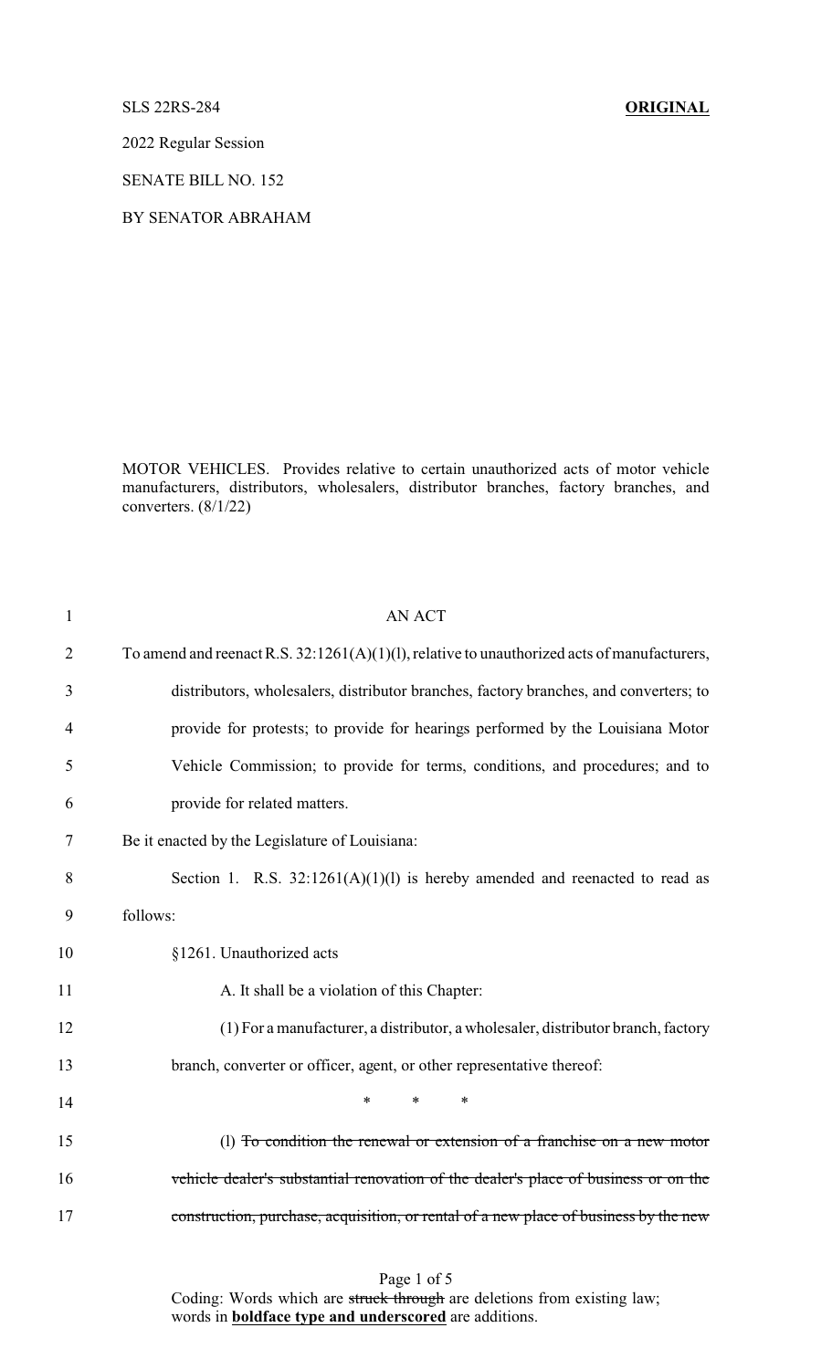SLS 22RS-284 **ORIGINAL**

2022 Regular Session

SENATE BILL NO. 152

BY SENATOR ABRAHAM

MOTOR VEHICLES. Provides relative to certain unauthorized acts of motor vehicle manufacturers, distributors, wholesalers, distributor branches, factory branches, and converters. (8/1/22)

AN ACT

To amend and reenact R.S. 32:1261(A)(1)(l), relative to unauthorized acts of manufacturers, distributors, wholesalers, distributor branches, factory branches, and converters; to provide for protests; to provide for hearings performed by the Louisiana Motor Vehicle Commission; to provide for terms, conditions, and procedures; and to provide for related matters.

Be it enacted by the Legislature of Louisiana:

Section 1. R.S. 32:1261(A)(1)(l) is hereby amended and reenacted to read as follows:

§1261. Unauthorized acts

A. It shall be a violation of this Chapter:

(1) For a manufacturer, a distributor, a wholesaler, distributor branch, factory branch, converter or officer, agent, or other representative thereof:

\* \* \*

(l) ~~To condition the renewal or extension of a franchise on a new motor vehicle dealer's substantial renovation of the dealer's place of business or on the construction, purchase, acquisition, or rental of a new place of business by the new~~

Coding: Words which are ~~struck through~~ are deletions from existing law; words in **boldface type and underscored** are additions.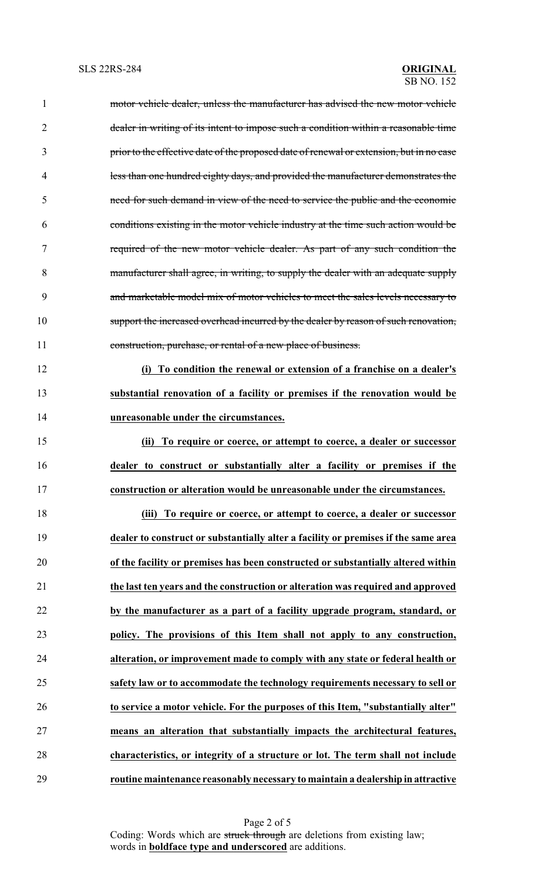~~motor vehicle dealer, unless the manufacturer has advised the new motor vehicle dealer in writing of its intent to impose such a condition within a reasonable time prior to the effective date of the proposed date of renewal or extension, but in no case less than one hundred eighty days, and provided the manufacturer demonstrates the need for such demand in view of the need to service the public and the economic conditions existing in the motor vehicle industry at the time such action would be required of the new motor vehicle dealer. As part of any such condition the manufacturer shall agree, in writing, to supply the dealer with an adequate supply and marketable model mix of motor vehicles to meet the sales levels necessary to support the increased overhead incurred by the dealer by reason of such renovation, construction, purchase, or rental of a new place of business.~~

**(i) To condition the renewal or extension of a franchise on a dealer's substantial renovation of a facility or premises if the renovation would be unreasonable under the circumstances.**

**(ii) To require or coerce, or attempt to coerce, a dealer or successor dealer to construct or substantially alter a facility or premises if the construction or alteration would be unreasonable under the circumstances.**

**(iii) To require or coerce, or attempt to coerce, a dealer or successor dealer to construct or substantially alter a facility or premises if the same area of the facility or premises has been constructed or substantially altered within the last ten years and the construction or alteration was required and approved by the manufacturer as a part of a facility upgrade program, standard, or policy. The provisions of this Item shall not apply to any construction, alteration, or improvement made to comply with any state or federal health or safety law or to accommodate the technology requirements necessary to sell or to service a motor vehicle. For the purposes of this Item, "substantially alter" means an alteration that substantially impacts the architectural features, characteristics, or integrity of a structure or lot. The term shall not include routine maintenance reasonably necessary to maintain a dealership in attractive**

Coding: Words which are ~~struck through~~ are deletions from existing law; words in **boldface type and underscored** are additions.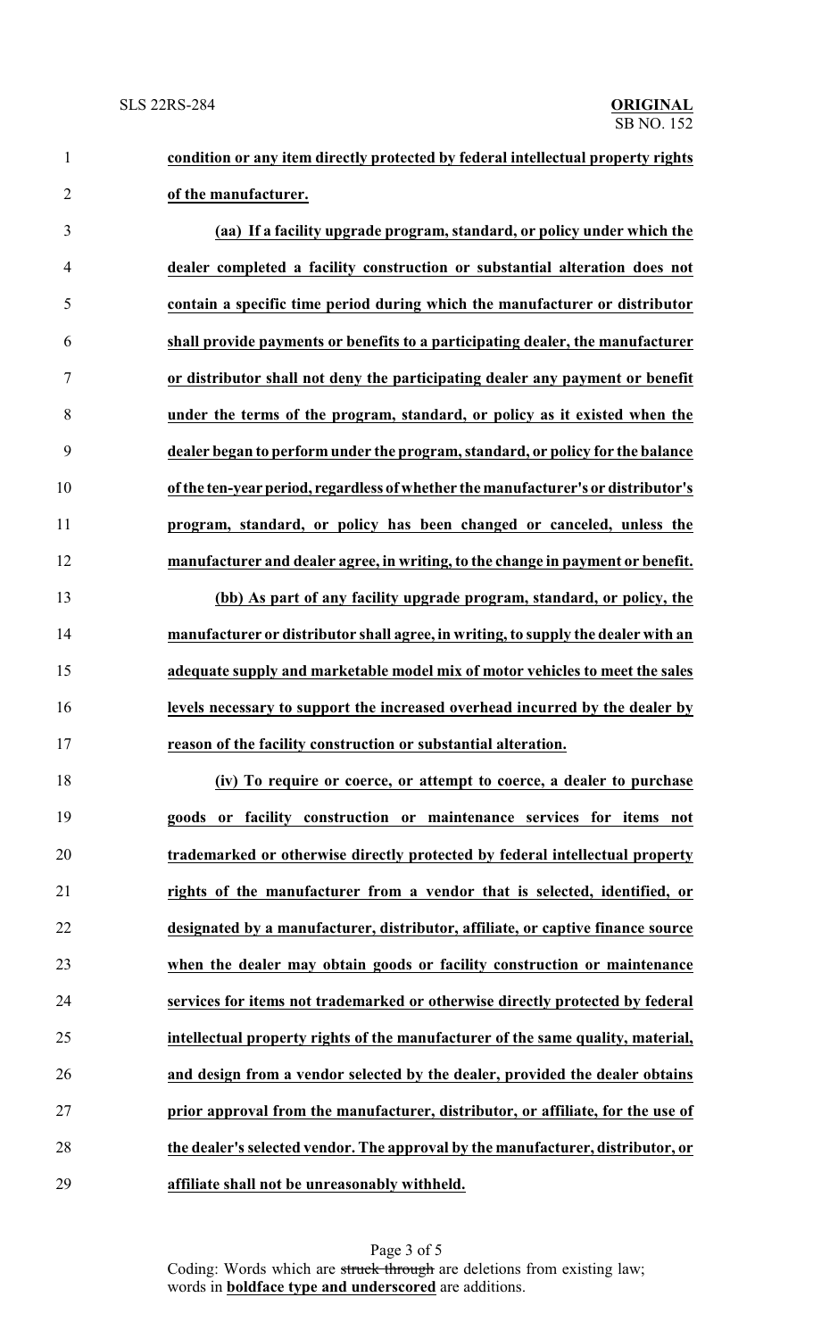**condition or any item directly protected by federal intellectual property rights of the manufacturer.**

**(aa) If a facility upgrade program, standard, or policy under which the dealer completed a facility construction or substantial alteration does not contain a specific time period during which the manufacturer or distributor shall provide payments or benefits to a participating dealer, the manufacturer or distributor shall not deny the participating dealer any payment or benefit under the terms of the program, standard, or policy as it existed when the dealer began to perform under the program, standard, or policy for the balance of the ten-year period, regardless of whether the manufacturer's or distributor's program, standard, or policy has been changed or canceled, unless the manufacturer and dealer agree, in writing, to the change in payment or benefit.**

**(bb) As part of any facility upgrade program, standard, or policy, the manufacturer or distributor shall agree, in writing, to supply the dealer with an adequate supply and marketable model mix of motor vehicles to meet the sales levels necessary to support the increased overhead incurred by the dealer by reason of the facility construction or substantial alteration.**

**(iv) To require or coerce, or attempt to coerce, a dealer to purchase goods or facility construction or maintenance services for items not trademarked or otherwise directly protected by federal intellectual property rights of the manufacturer from a vendor that is selected, identified, or designated by a manufacturer, distributor, affiliate, or captive finance source when the dealer may obtain goods or facility construction or maintenance services for items not trademarked or otherwise directly protected by federal intellectual property rights of the manufacturer of the same quality, material, and design from a vendor selected by the dealer, provided the dealer obtains prior approval from the manufacturer, distributor, or affiliate, for the use of the dealer's selected vendor. The approval by the manufacturer, distributor, or affiliate shall not be unreasonably withheld.**

Coding: Words which are ~~struck through~~ are deletions from existing law; words in **boldface type and underscored** are additions.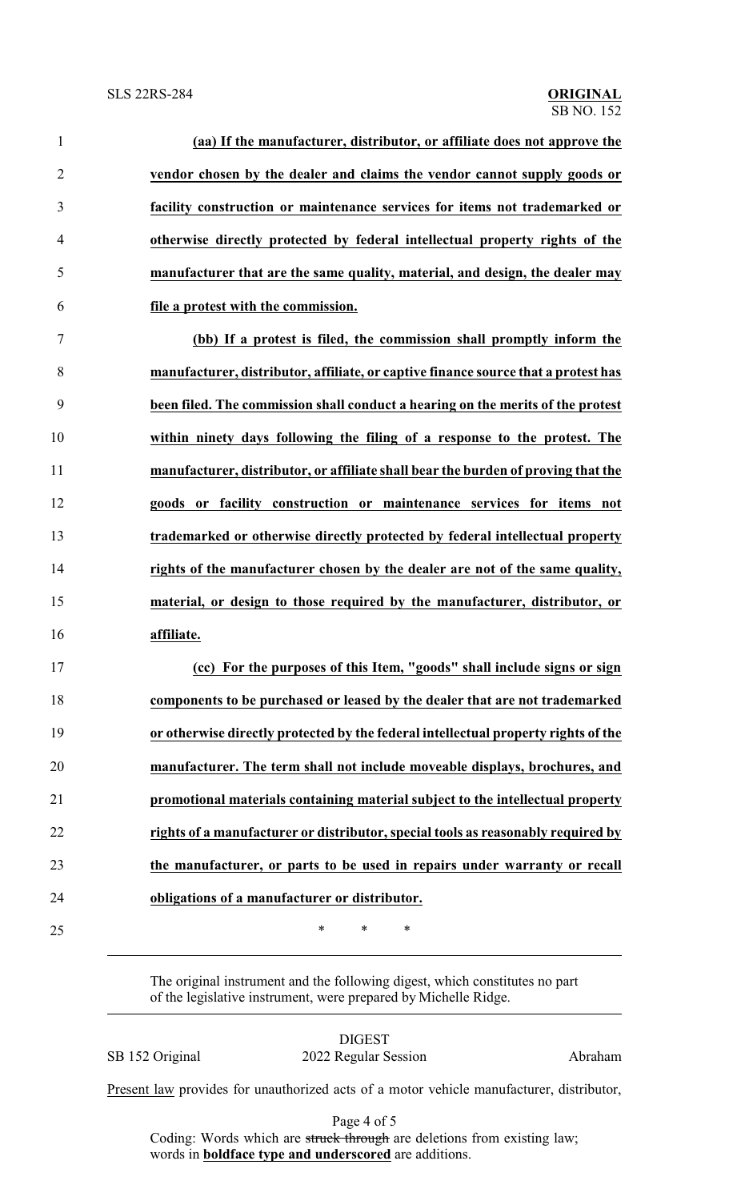**(aa) If the manufacturer, distributor, or affiliate does not approve the vendor chosen by the dealer and claims the vendor cannot supply goods or facility construction or maintenance services for items not trademarked or otherwise directly protected by federal intellectual property rights of the manufacturer that are the same quality, material, and design, the dealer may file a protest with the commission.**

**(bb) If a protest is filed, the commission shall promptly inform the manufacturer, distributor, affiliate, or captive finance source that a protest has been filed. The commission shall conduct a hearing on the merits of the protest within ninety days following the filing of a response to the protest. The manufacturer, distributor, or affiliate shall bear the burden of proving that the goods or facility construction or maintenance services for items not trademarked or otherwise directly protected by federal intellectual property rights of the manufacturer chosen by the dealer are not of the same quality, material, or design to those required by the manufacturer, distributor, or affiliate.**

**(cc) For the purposes of this Item, "goods" shall include signs or sign components to be purchased or leased by the dealer that are not trademarked or otherwise directly protected by the federal intellectual property rights of the manufacturer. The term shall not include moveable displays, brochures, and promotional materials containing material subject to the intellectual property rights of a manufacturer or distributor, special tools as reasonably required by the manufacturer, or parts to be used in repairs under warranty or recall obligations of a manufacturer or distributor.**

\* \* \*

The original instrument and the following digest, which constitutes no part of the legislative instrument, were prepared by Michelle Ridge.

DIGEST

SB 152 Original — 2022 Regular Session — Abraham

Present law provides for unauthorized acts of a motor vehicle manufacturer, distributor,

Coding: Words which are ~~struck through~~ are deletions from existing law; words in **boldface type and underscored** are additions.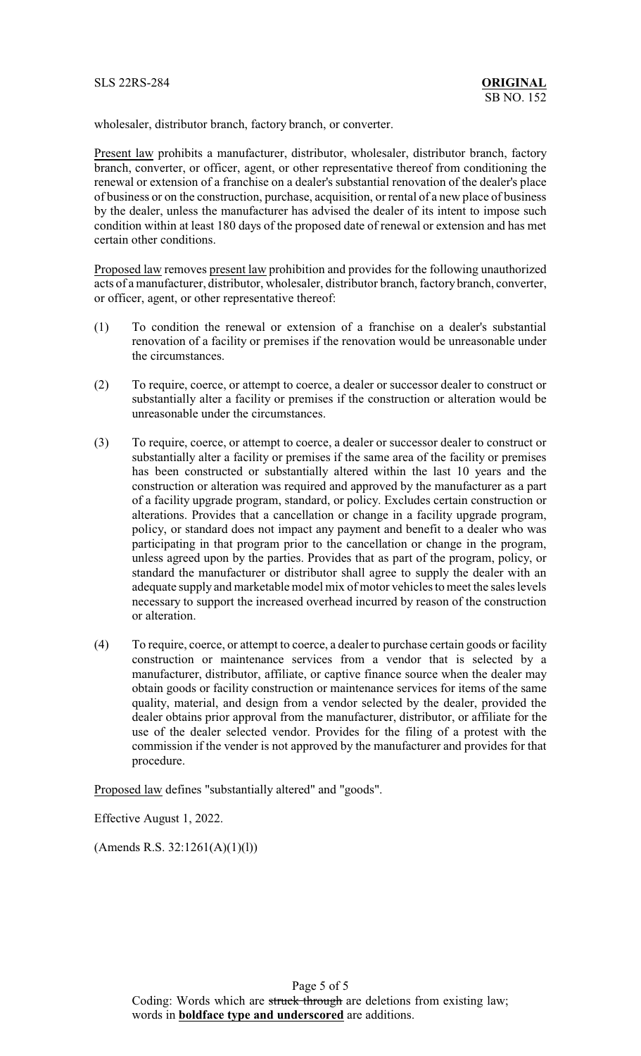wholesaler, distributor branch, factory branch, or converter.

Present law prohibits a manufacturer, distributor, wholesaler, distributor branch, factory branch, converter, or officer, agent, or other representative thereof from conditioning the renewal or extension of a franchise on a dealer's substantial renovation of the dealer's place of business or on the construction, purchase, acquisition, or rental of a new place of business by the dealer, unless the manufacturer has advised the dealer of its intent to impose such condition within at least 180 days of the proposed date of renewal or extension and has met certain other conditions.

Proposed law removes present law prohibition and provides for the following unauthorized acts of a manufacturer, distributor, wholesaler, distributor branch, factory branch, converter, or officer, agent, or other representative thereof:

(1) To condition the renewal or extension of a franchise on a dealer's substantial renovation of a facility or premises if the renovation would be unreasonable under the circumstances.

(2) To require, coerce, or attempt to coerce, a dealer or successor dealer to construct or substantially alter a facility or premises if the construction or alteration would be unreasonable under the circumstances.

(3) To require, coerce, or attempt to coerce, a dealer or successor dealer to construct or substantially alter a facility or premises if the same area of the facility or premises has been constructed or substantially altered within the last 10 years and the construction or alteration was required and approved by the manufacturer as a part of a facility upgrade program, standard, or policy. Excludes certain construction or alterations. Provides that a cancellation or change in a facility upgrade program, policy, or standard does not impact any payment and benefit to a dealer who was participating in that program prior to the cancellation or change in the program, unless agreed upon by the parties. Provides that as part of the program, policy, or standard the manufacturer or distributor shall agree to supply the dealer with an adequate supply and marketable model mix of motor vehicles to meet the sales levels necessary to support the increased overhead incurred by reason of the construction or alteration.

(4) To require, coerce, or attempt to coerce, a dealer to purchase certain goods or facility construction or maintenance services from a vendor that is selected by a manufacturer, distributor, affiliate, or captive finance source when the dealer may obtain goods or facility construction or maintenance services for items of the same quality, material, and design from a vendor selected by the dealer, provided the dealer obtains prior approval from the manufacturer, distributor, or affiliate for the use of the dealer selected vendor. Provides for the filing of a protest with the commission if the vender is not approved by the manufacturer and provides for that procedure.

Proposed law defines "substantially altered" and "goods".

Effective August 1, 2022.

(Amends R.S. 32:1261(A)(1)(l))